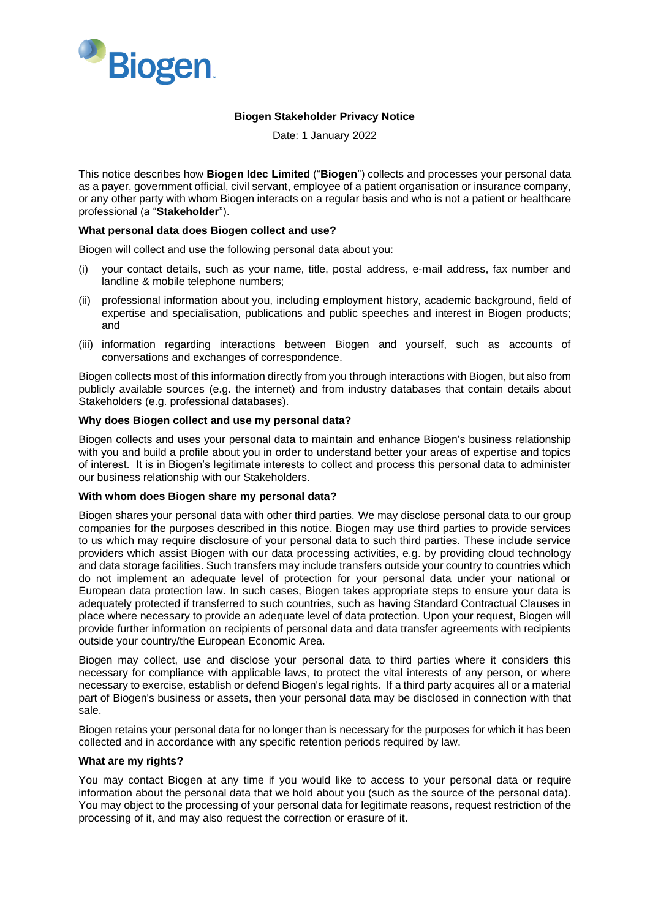Biogen

**Biogen Stakeholder Privacy Notice**

Date: 1 January 2022

This notice describes how **Biogen Idec Limited** ("**Biogen**") collects and processes your personal data as a payer, government official, civil servant, employee of a patient organisation or insurance company, or any other party with whom Biogen interacts on a regular basis and who is not a patient or healthcare professional (a "**Stakeholder**").

**What personal data does Biogen collect and use?**

Biogen will collect and use the following personal data about you:

(i) your contact details, such as your name, title, postal address, e-mail address, fax number and landline & mobile telephone numbers;

(ii) professional information about you, including employment history, academic background, field of expertise and specialisation, publications and public speeches and interest in Biogen products; and

(iii) information regarding interactions between Biogen and yourself, such as accounts of conversations and exchanges of correspondence.

Biogen collects most of this information directly from you through interactions with Biogen, but also from publicly available sources (e.g. the internet) and from industry databases that contain details about Stakeholders (e.g. professional databases).

**Why does Biogen collect and use my personal data?**

Biogen collects and uses your personal data to maintain and enhance Biogen's business relationship with you and build a profile about you in order to understand better your areas of expertise and topics of interest. It is in Biogen's legitimate interests to collect and process this personal data to administer our business relationship with our Stakeholders.

**With whom does Biogen share my personal data?**

Biogen shares your personal data with other third parties. We may disclose personal data to our group companies for the purposes described in this notice. Biogen may use third parties to provide services to us which may require disclosure of your personal data to such third parties. These include service providers which assist Biogen with our data processing activities, e.g. by providing cloud technology and data storage facilities. Such transfers may include transfers outside your country to countries which do not implement an adequate level of protection for your personal data under your national or European data protection law. In such cases, Biogen takes appropriate steps to ensure your data is adequately protected if transferred to such countries, such as having Standard Contractual Clauses in place where necessary to provide an adequate level of data protection. Upon your request, Biogen will provide further information on recipients of personal data and data transfer agreements with recipients outside your country/the European Economic Area.

Biogen may collect, use and disclose your personal data to third parties where it considers this necessary for compliance with applicable laws, to protect the vital interests of any person, or where necessary to exercise, establish or defend Biogen's legal rights. If a third party acquires all or a material part of Biogen's business or assets, then your personal data may be disclosed in connection with that sale.

Biogen retains your personal data for no longer than is necessary for the purposes for which it has been collected and in accordance with any specific retention periods required by law.

**What are my rights?**

You may contact Biogen at any time if you would like to access to your personal data or require information about the personal data that we hold about you (such as the source of the personal data). You may object to the processing of your personal data for legitimate reasons, request restriction of the processing of it, and may also request the correction or erasure of it.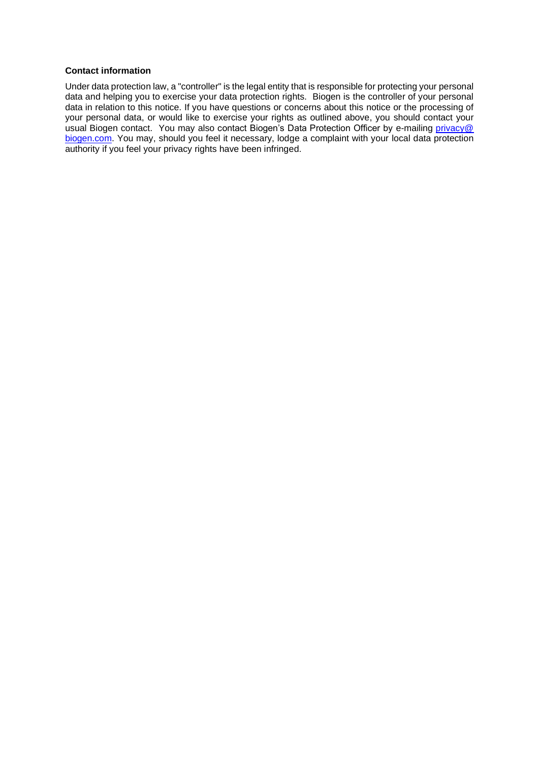**Contact information**

Under data protection law, a "controller" is the legal entity that is responsible for protecting your personal data and helping you to exercise your data protection rights. Biogen is the controller of your personal data in relation to this notice. If you have questions or concerns about this notice or the processing of your personal data, or would like to exercise your rights as outlined above, you should contact your usual Biogen contact. You may also contact Biogen's Data Protection Officer by e-mailing privacy@biogen.com. You may, should you feel it necessary, lodge a complaint with your local data protection authority if you feel your privacy rights have been infringed.